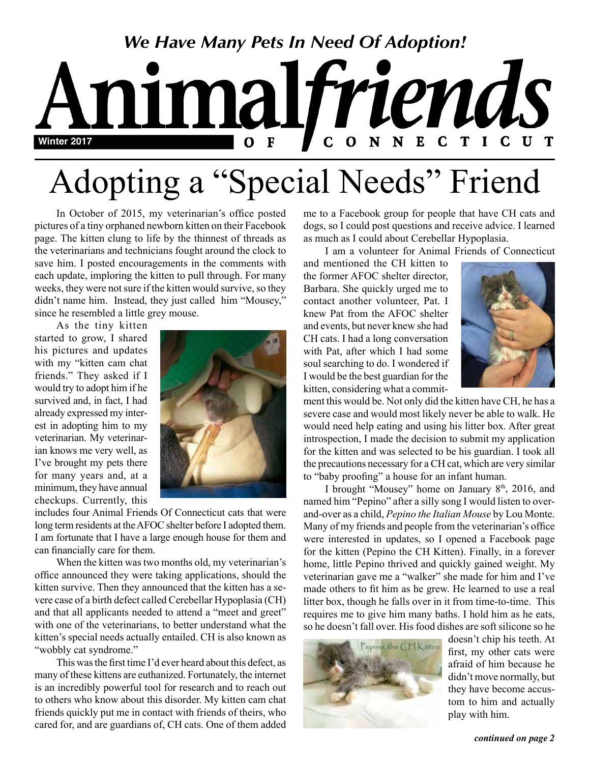*We Have Many Pets In Need Of Adoption!*

# Animal*friends* OF CONNECTICUT

**Winter 2017**

# Adopting a "Special Needs" Friend

In October of 2015, my veterinarian's office posted pictures of a tiny orphaned newborn kitten on their Facebook page. The kitten clung to life by the thinnest of threads as the veterinarians and technicians fought around the clock to save him. I posted encouragements in the comments with each update, imploring the kitten to pull through. For many weeks, they were not sure if the kitten would survive, so they didn't name him. Instead, they just called him "Mousey," since he resembled a little grey mouse.

As the tiny kitten started to grow, I shared his pictures and updates with my "kitten cam chat friends." They asked if I would try to adopt him if he survived and, in fact, I had already expressed my interest in adopting him to my veterinarian. My veterinarian knows me very well, as I've brought my pets there for many years and, at a minimum, they have annual checkups. Currently, this includes four Animal Friends Of Connecticut cats that were long term residents at the AFOC shelter before I adopted them. I am fortunate that I have a large enough house for them and can financially care for them.

When the kitten was two months old, my veterinarian's office announced they were taking applications, should the kitten survive. Then they announced that the kitten has a severe case of a birth defect called Cerebellar Hypoplasia (CH) and that all applicants needed to attend a "meet and greet" with one of the veterinarians, to better understand what the kitten's special needs actually entailed. CH is also known as "wobbly cat syndrome."

This was the first time I'd ever heard about this defect, as many of these kittens are euthanized. Fortunately, the internet is an incredibly powerful tool for research and to reach out to others who know about this disorder. My kitten cam chat friends quickly put me in contact with friends of theirs, who cared for, and are guardians of, CH cats. One of them added me to a Facebook group for people that have CH cats and dogs, so I could post questions and receive advice. I learned as much as I could about Cerebellar Hypoplasia.

I am a volunteer for Animal Friends of Connecticut and mentioned the CH kitten to the former AFOC shelter director, Barbara. She quickly urged me to contact another volunteer, Pat. I knew Pat from the AFOC shelter and events, but never knew she had CH cats. I had a long conversation with Pat, after which I had some soul searching to do. I wondered if I would be the best guardian for the kitten, considering what a commitment this would be. Not only did the kitten have CH, he has a severe case and would most likely never be able to walk. He would need help eating and using his litter box. After great introspection, I made the decision to submit my application for the kitten and was selected to be his guardian. I took all the precautions necessary for a CH cat, which are very similar to "baby proofing" a house for an infant human.

I brought "Mousey" home on January 8th, 2016, and named him "Pepino" after a silly song I would listen to over-and-over as a child, *Pepino the Italian Mouse* by Lou Monte. Many of my friends and people from the veterinarian's office were interested in updates, so I opened a Facebook page for the kitten (Pepino the CH Kitten). Finally, in a forever home, little Pepino thrived and quickly gained weight. My veterinarian gave me a "walker" she made for him and I've made others to fit him as he grew. He learned to use a real litter box, though he falls over in it from time-to-time. This requires me to give him many baths. I hold him as he eats, so he doesn't fall over. His food dishes are soft silicone so he doesn't chip his teeth. At first, my other cats were afraid of him because he didn't move normally, but they have become accustom to him and actually play with him.

Pepino, the CH Kitten

***continued on page 2***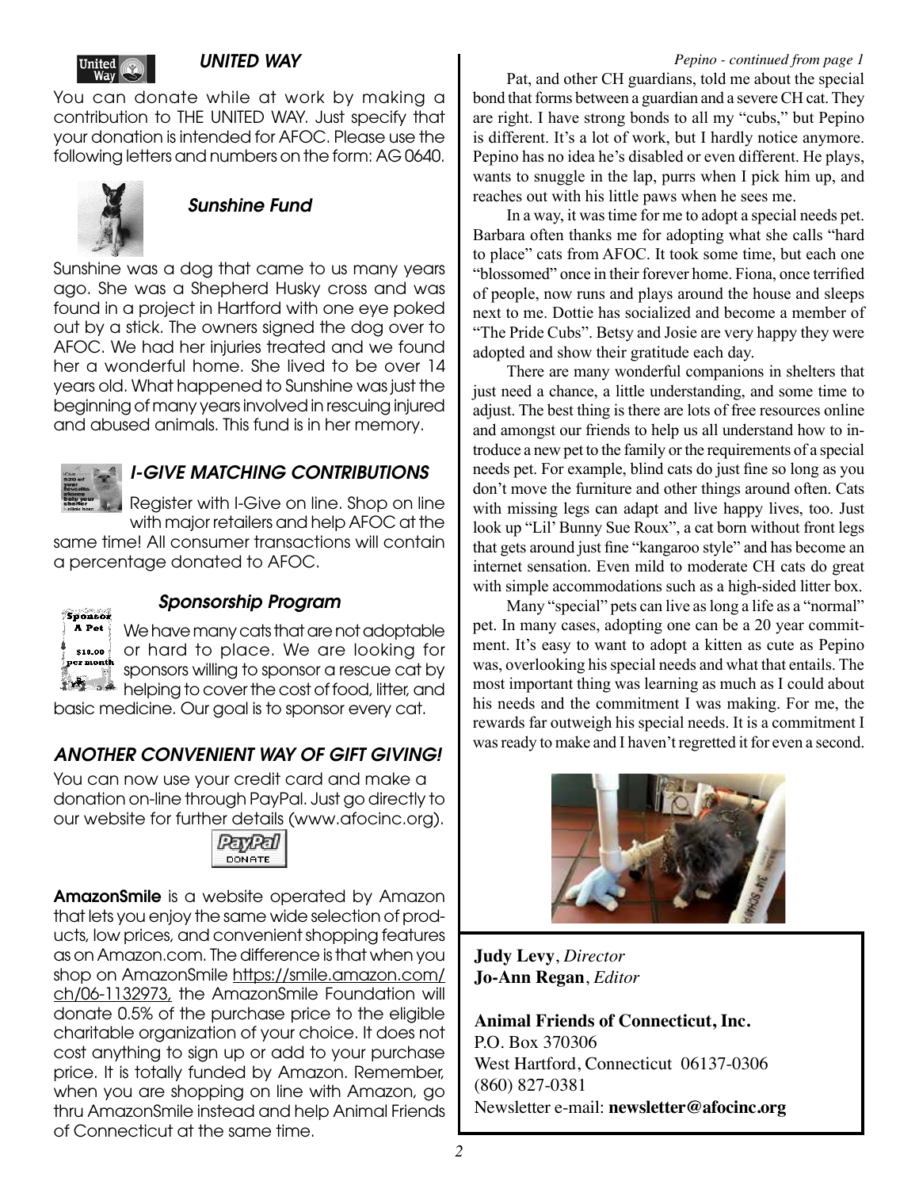## UNITED WAY

You can donate while at work by making a contribution to THE UNITED WAY. Just specify that your donation is intended for AFOC. Please use the following letters and numbers on the form: AG 0640.

## Sunshine Fund

Sunshine was a dog that came to us many years ago. She was a Shepherd Husky cross and was found in a project in Hartford with one eye poked out by a stick. The owners signed the dog over to AFOC. We had her injuries treated and we found her a wonderful home. She lived to be over 14 years old. What happened to Sunshine was just the beginning of many years involved in rescuing injured and abused animals. This fund is in her memory.

## I-GIVE MATCHING CONTRIBUTIONS

Register with I-Give on line. Shop on line with major retailers and help AFOC at the same time! All consumer transactions will contain a percentage donated to AFOC.

## Sponsorship Program

We have many cats that are not adoptable or hard to place. We are looking for sponsors willing to sponsor a rescue cat by helping to cover the cost of food, litter, and basic medicine. Our goal is to sponsor every cat.

## ANOTHER CONVENIENT WAY OF GIFT GIVING!

You can now use your credit card and make a donation on-line through PayPal. Just go directly to our website for further details (www.afocinc.org).

**AmazonSmile** is a website operated by Amazon that lets you enjoy the same wide selection of products, low prices, and convenient shopping features as on Amazon.com. The difference is that when you shop on AmazonSmile https://smile.amazon.com/ch/06-1132973, the AmazonSmile Foundation will donate 0.5% of the purchase price to the eligible charitable organization of your choice. It does not cost anything to sign up or add to your purchase price. It is totally funded by Amazon. Remember, when you are shopping on line with Amazon, go thru AmazonSmile instead and help Animal Friends of Connecticut at the same time.

*Pepino - continued from page 1*

Pat, and other CH guardians, told me about the special bond that forms between a guardian and a severe CH cat. They are right. I have strong bonds to all my "cubs," but Pepino is different. It's a lot of work, but I hardly notice anymore. Pepino has no idea he's disabled or even different. He plays, wants to snuggle in the lap, purrs when I pick him up, and reaches out with his little paws when he sees me.

In a way, it was time for me to adopt a special needs pet. Barbara often thanks me for adopting what she calls "hard to place" cats from AFOC. It took some time, but each one "blossomed" once in their forever home. Fiona, once terrified of people, now runs and plays around the house and sleeps next to me. Dottie has socialized and become a member of "The Pride Cubs". Betsy and Josie are very happy they were adopted and show their gratitude each day.

There are many wonderful companions in shelters that just need a chance, a little understanding, and some time to adjust. The best thing is there are lots of free resources online and amongst our friends to help us all understand how to introduce a new pet to the family or the requirements of a special needs pet. For example, blind cats do just fine so long as you don't move the furniture and other things around often. Cats with missing legs can adapt and live happy lives, too. Just look up "Lil' Bunny Sue Roux", a cat born without front legs that gets around just fine "kangaroo style" and has become an internet sensation. Even mild to moderate CH cats do great with simple accommodations such as a high-sided litter box.

Many "special" pets can live as long a life as a "normal" pet. In many cases, adopting one can be a 20 year commitment. It's easy to want to adopt a kitten as cute as Pepino was, overlooking his special needs and what that entails. The most important thing was learning as much as I could about his needs and the commitment I was making. For me, the rewards far outweigh his special needs. It is a commitment I was ready to make and I haven't regretted it for even a second.

**Judy Levy**, *Director*
**Jo-Ann Regan**, *Editor*

**Animal Friends of Connecticut, Inc.**
P.O. Box 370306
West Hartford, Connecticut 06137-0306
(860) 827-0381
Newsletter e-mail: **newsletter@afocinc.org**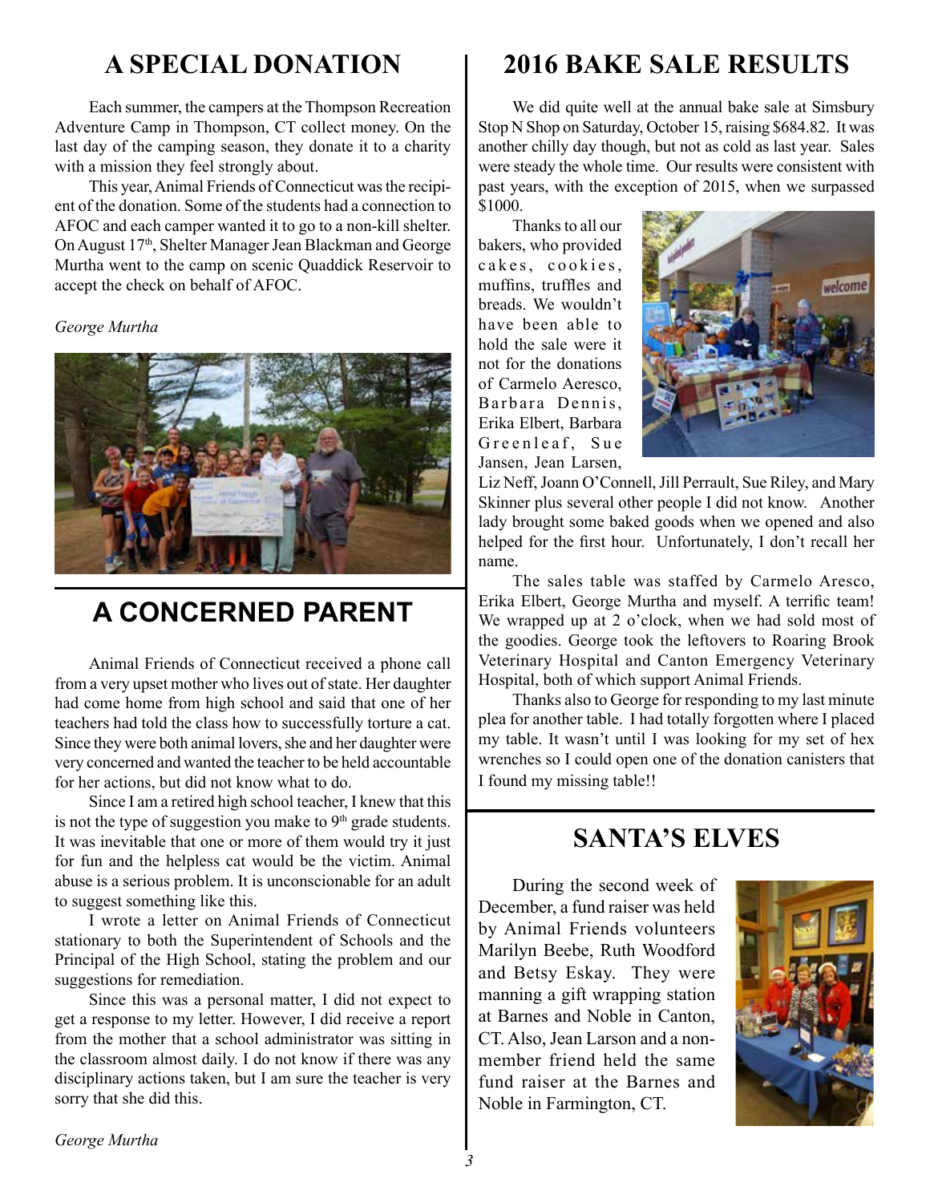## A SPECIAL DONATION

Each summer, the campers at the Thompson Recreation Adventure Camp in Thompson, CT collect money. On the last day of the camping season, they donate it to a charity with a mission they feel strongly about.

This year, Animal Friends of Connecticut was the recipient of the donation. Some of the students had a connection to AFOC and each camper wanted it to go to a non-kill shelter. On August 17th, Shelter Manager Jean Blackman and George Murtha went to the camp on scenic Quaddick Reservoir to accept the check on behalf of AFOC.

*George Murtha*

## A CONCERNED PARENT

Animal Friends of Connecticut received a phone call from a very upset mother who lives out of state. Her daughter had come home from high school and said that one of her teachers had told the class how to successfully torture a cat. Since they were both animal lovers, she and her daughter were very concerned and wanted the teacher to be held accountable for her actions, but did not know what to do.

Since I am a retired high school teacher, I knew that this is not the type of suggestion you make to 9th grade students. It was inevitable that one or more of them would try it just for fun and the helpless cat would be the victim. Animal abuse is a serious problem. It is unconscionable for an adult to suggest something like this.

I wrote a letter on Animal Friends of Connecticut stationary to both the Superintendent of Schools and the Principal of the High School, stating the problem and our suggestions for remediation.

Since this was a personal matter, I did not expect to get a response to my letter. However, I did receive a report from the mother that a school administrator was sitting in the classroom almost daily. I do not know if there was any disciplinary actions taken, but I am sure the teacher is very sorry that she did this.

*George Murtha*

## 2016 BAKE SALE RESULTS

We did quite well at the annual bake sale at Simsbury Stop N Shop on Saturday, October 15, raising $684.82. It was another chilly day though, but not as cold as last year. Sales were steady the whole time. Our results were consistent with past years, with the exception of 2015, when we surpassed $1000.

Thanks to all our bakers, who provided cakes, cookies, muffins, truffles and breads. We wouldn't have been able to hold the sale were it not for the donations of Carmelo Aeresco, Barbara Dennis, Erika Elbert, Barbara Greenleaf, Sue Jansen, Jean Larsen, Liz Neff, Joann O'Connell, Jill Perrault, Sue Riley, and Mary Skinner plus several other people I did not know. Another lady brought some baked goods when we opened and also helped for the first hour. Unfortunately, I don't recall her name.

The sales table was staffed by Carmelo Aresco, Erika Elbert, George Murtha and myself. A terrific team! We wrapped up at 2 o'clock, when we had sold most of the goodies. George took the leftovers to Roaring Brook Veterinary Hospital and Canton Emergency Veterinary Hospital, both of which support Animal Friends.

Thanks also to George for responding to my last minute plea for another table. I had totally forgotten where I placed my table. It wasn't until I was looking for my set of hex wrenches so I could open one of the donation canisters that I found my missing table!!

## SANTA'S ELVES

During the second week of December, a fund raiser was held by Animal Friends volunteers Marilyn Beebe, Ruth Woodford and Betsy Eskay. They were manning a gift wrapping station at Barnes and Noble in Canton, CT. Also, Jean Larson and a non-member friend held the same fund raiser at the Barnes and Noble in Farmington, CT.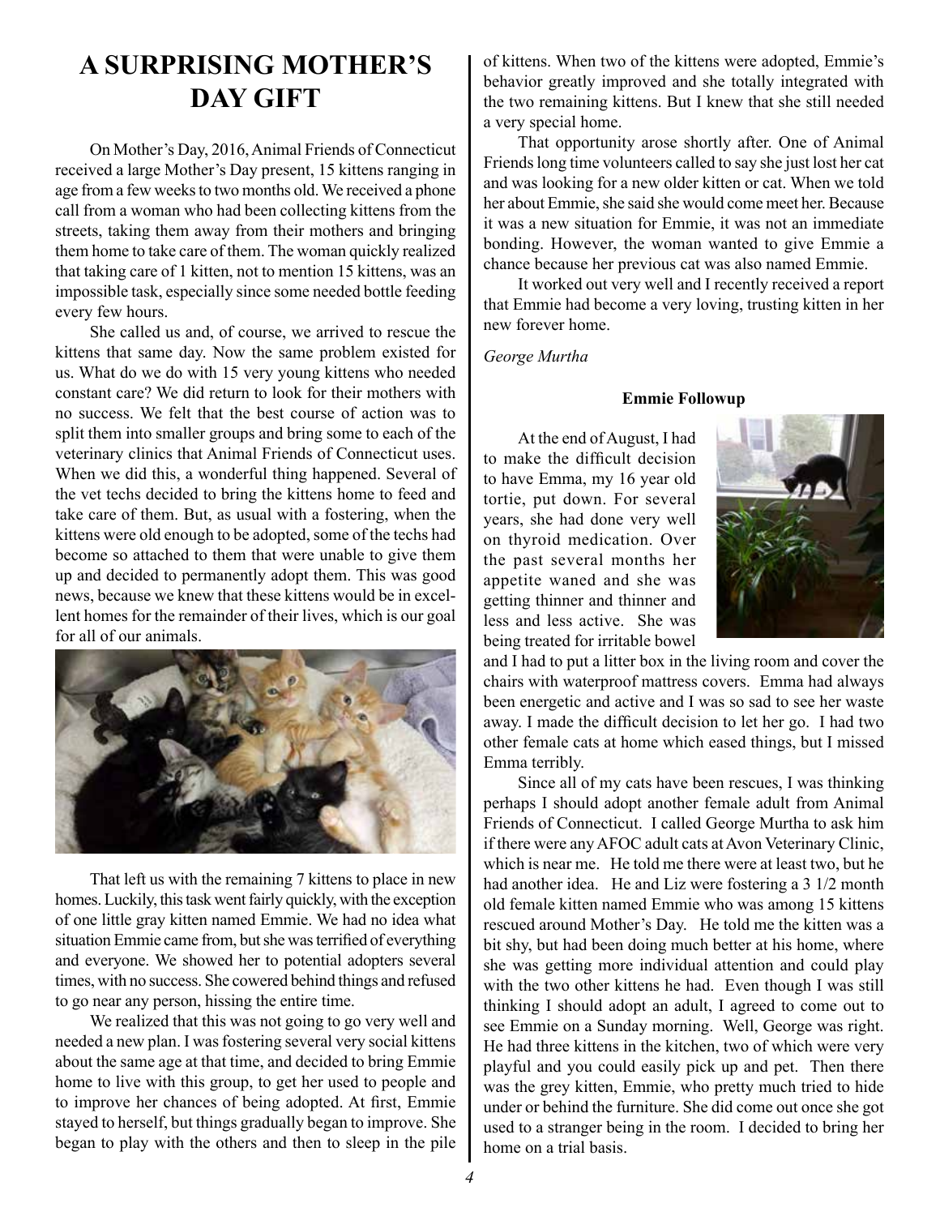# A SURPRISING MOTHER'S DAY GIFT

On Mother's Day, 2016, Animal Friends of Connecticut received a large Mother's Day present, 15 kittens ranging in age from a few weeks to two months old. We received a phone call from a woman who had been collecting kittens from the streets, taking them away from their mothers and bringing them home to take care of them. The woman quickly realized that taking care of 1 kitten, not to mention 15 kittens, was an impossible task, especially since some needed bottle feeding every few hours.

She called us and, of course, we arrived to rescue the kittens that same day. Now the same problem existed for us. What do we do with 15 very young kittens who needed constant care? We did return to look for their mothers with no success. We felt that the best course of action was to split them into smaller groups and bring some to each of the veterinary clinics that Animal Friends of Connecticut uses. When we did this, a wonderful thing happened. Several of the vet techs decided to bring the kittens home to feed and take care of them. But, as usual with a fostering, when the kittens were old enough to be adopted, some of the techs had become so attached to them that were unable to give them up and decided to permanently adopt them. This was good news, because we knew that these kittens would be in excellent homes for the remainder of their lives, which is our goal for all of our animals.

That left us with the remaining 7 kittens to place in new homes. Luckily, this task went fairly quickly, with the exception of one little gray kitten named Emmie. We had no idea what situation Emmie came from, but she was terrified of everything and everyone. We showed her to potential adopters several times, with no success. She cowered behind things and refused to go near any person, hissing the entire time.

We realized that this was not going to go very well and needed a new plan. I was fostering several very social kittens about the same age at that time, and decided to bring Emmie home to live with this group, to get her used to people and to improve her chances of being adopted. At first, Emmie stayed to herself, but things gradually began to improve. She began to play with the others and then to sleep in the pile of kittens. When two of the kittens were adopted, Emmie's behavior greatly improved and she totally integrated with the two remaining kittens. But I knew that she still needed a very special home.

That opportunity arose shortly after. One of Animal Friends long time volunteers called to say she just lost her cat and was looking for a new older kitten or cat. When we told her about Emmie, she said she would come meet her. Because it was a new situation for Emmie, it was not an immediate bonding. However, the woman wanted to give Emmie a chance because her previous cat was also named Emmie.

It worked out very well and I recently received a report that Emmie had become a very loving, trusting kitten in her new forever home.

*George Murtha*

**Emmie Followup**

At the end of August, I had to make the difficult decision to have Emma, my 16 year old tortie, put down. For several years, she had done very well on thyroid medication. Over the past several months her appetite waned and she was getting thinner and thinner and less and less active. She was being treated for irritable bowel and I had to put a litter box in the living room and cover the chairs with waterproof mattress covers. Emma had always been energetic and active and I was so sad to see her waste away. I made the difficult decision to let her go. I had two other female cats at home which eased things, but I missed Emma terribly.

Since all of my cats have been rescues, I was thinking perhaps I should adopt another female adult from Animal Friends of Connecticut. I called George Murtha to ask him if there were any AFOC adult cats at Avon Veterinary Clinic, which is near me. He told me there were at least two, but he had another idea. He and Liz were fostering a 3 1/2 month old female kitten named Emmie who was among 15 kittens rescued around Mother's Day. He told me the kitten was a bit shy, but had been doing much better at his home, where she was getting more individual attention and could play with the two other kittens he had. Even though I was still thinking I should adopt an adult, I agreed to come out to see Emmie on a Sunday morning. Well, George was right. He had three kittens in the kitchen, two of which were very playful and you could easily pick up and pet. Then there was the grey kitten, Emmie, who pretty much tried to hide under or behind the furniture. She did come out once she got used to a stranger being in the room. I decided to bring her home on a trial basis.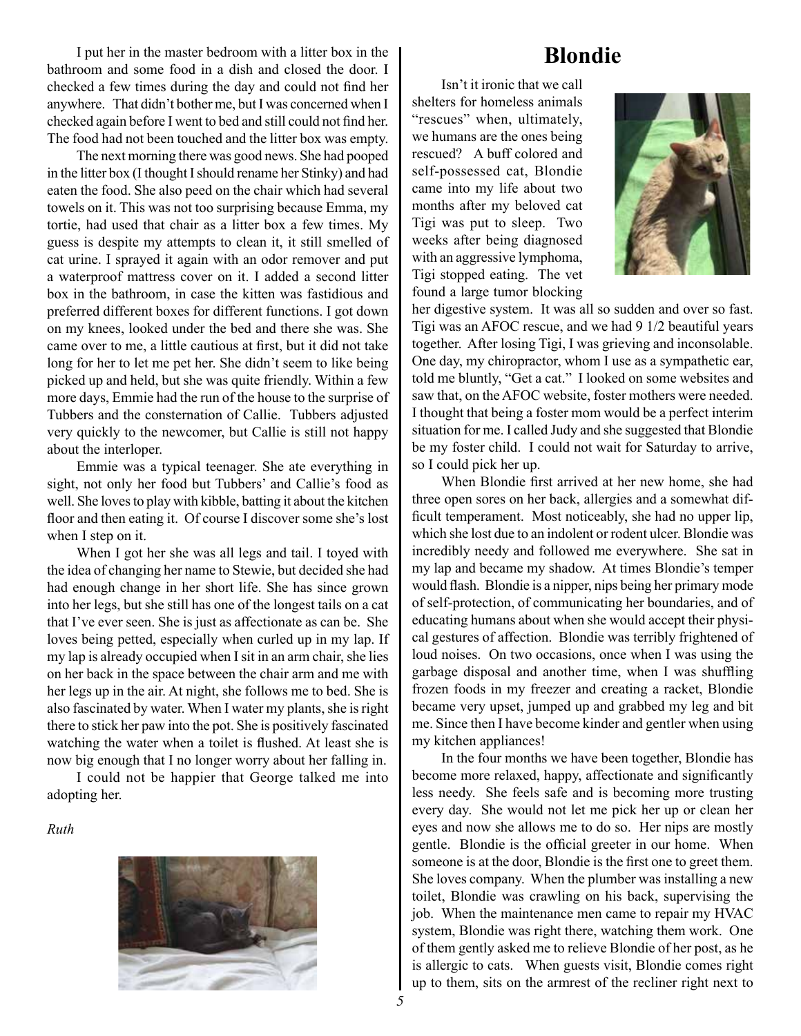I put her in the master bedroom with a litter box in the bathroom and some food in a dish and closed the door. I checked a few times during the day and could not find her anywhere. That didn't bother me, but I was concerned when I checked again before I went to bed and still could not find her. The food had not been touched and the litter box was empty.

The next morning there was good news. She had pooped in the litter box (I thought I should rename her Stinky) and had eaten the food. She also peed on the chair which had several towels on it. This was not too surprising because Emma, my tortie, had used that chair as a litter box a few times. My guess is despite my attempts to clean it, it still smelled of cat urine. I sprayed it again with an odor remover and put a waterproof mattress cover on it. I added a second litter box in the bathroom, in case the kitten was fastidious and preferred different boxes for different functions. I got down on my knees, looked under the bed and there she was. She came over to me, a little cautious at first, but it did not take long for her to let me pet her. She didn't seem to like being picked up and held, but she was quite friendly. Within a few more days, Emmie had the run of the house to the surprise of Tubbers and the consternation of Callie. Tubbers adjusted very quickly to the newcomer, but Callie is still not happy about the interloper.

Emmie was a typical teenager. She ate everything in sight, not only her food but Tubbers' and Callie's food as well. She loves to play with kibble, batting it about the kitchen floor and then eating it. Of course I discover some she's lost when I step on it.

When I got her she was all legs and tail. I toyed with the idea of changing her name to Stewie, but decided she had had enough change in her short life. She has since grown into her legs, but she still has one of the longest tails on a cat that I've ever seen. She is just as affectionate as can be. She loves being petted, especially when curled up in my lap. If my lap is already occupied when I sit in an arm chair, she lies on her back in the space between the chair arm and me with her legs up in the air. At night, she follows me to bed. She is also fascinated by water. When I water my plants, she is right there to stick her paw into the pot. She is positively fascinated watching the water when a toilet is flushed. At least she is now big enough that I no longer worry about her falling in.

I could not be happier that George talked me into adopting her.

*Ruth*

# Blondie

Isn't it ironic that we call shelters for homeless animals "rescues" when, ultimately, we humans are the ones being rescued? A buff colored and self-possessed cat, Blondie came into my life about two months after my beloved cat Tigi was put to sleep. Two weeks after being diagnosed with an aggressive lymphoma, Tigi stopped eating. The vet found a large tumor blocking her digestive system. It was all so sudden and over so fast. Tigi was an AFOC rescue, and we had 9 1/2 beautiful years together. After losing Tigi, I was grieving and inconsolable. One day, my chiropractor, whom I use as a sympathetic ear, told me bluntly, "Get a cat." I looked on some websites and saw that, on the AFOC website, foster mothers were needed. I thought that being a foster mom would be a perfect interim situation for me. I called Judy and she suggested that Blondie be my foster child. I could not wait for Saturday to arrive, so I could pick her up.

When Blondie first arrived at her new home, she had three open sores on her back, allergies and a somewhat difficult temperament. Most noticeably, she had no upper lip, which she lost due to an indolent or rodent ulcer. Blondie was incredibly needy and followed me everywhere. She sat in my lap and became my shadow. At times Blondie's temper would flash. Blondie is a nipper, nips being her primary mode of self-protection, of communicating her boundaries, and of educating humans about when she would accept their physical gestures of affection. Blondie was terribly frightened of loud noises. On two occasions, once when I was using the garbage disposal and another time, when I was shuffling frozen foods in my freezer and creating a racket, Blondie became very upset, jumped up and grabbed my leg and bit me. Since then I have become kinder and gentler when using my kitchen appliances!

In the four months we have been together, Blondie has become more relaxed, happy, affectionate and significantly less needy. She feels safe and is becoming more trusting every day. She would not let me pick her up or clean her eyes and now she allows me to do so. Her nips are mostly gentle. Blondie is the official greeter in our home. When someone is at the door, Blondie is the first one to greet them. She loves company. When the plumber was installing a new toilet, Blondie was crawling on his back, supervising the job. When the maintenance men came to repair my HVAC system, Blondie was right there, watching them work. One of them gently asked me to relieve Blondie of her post, as he is allergic to cats. When guests visit, Blondie comes right up to them, sits on the armrest of the recliner right next to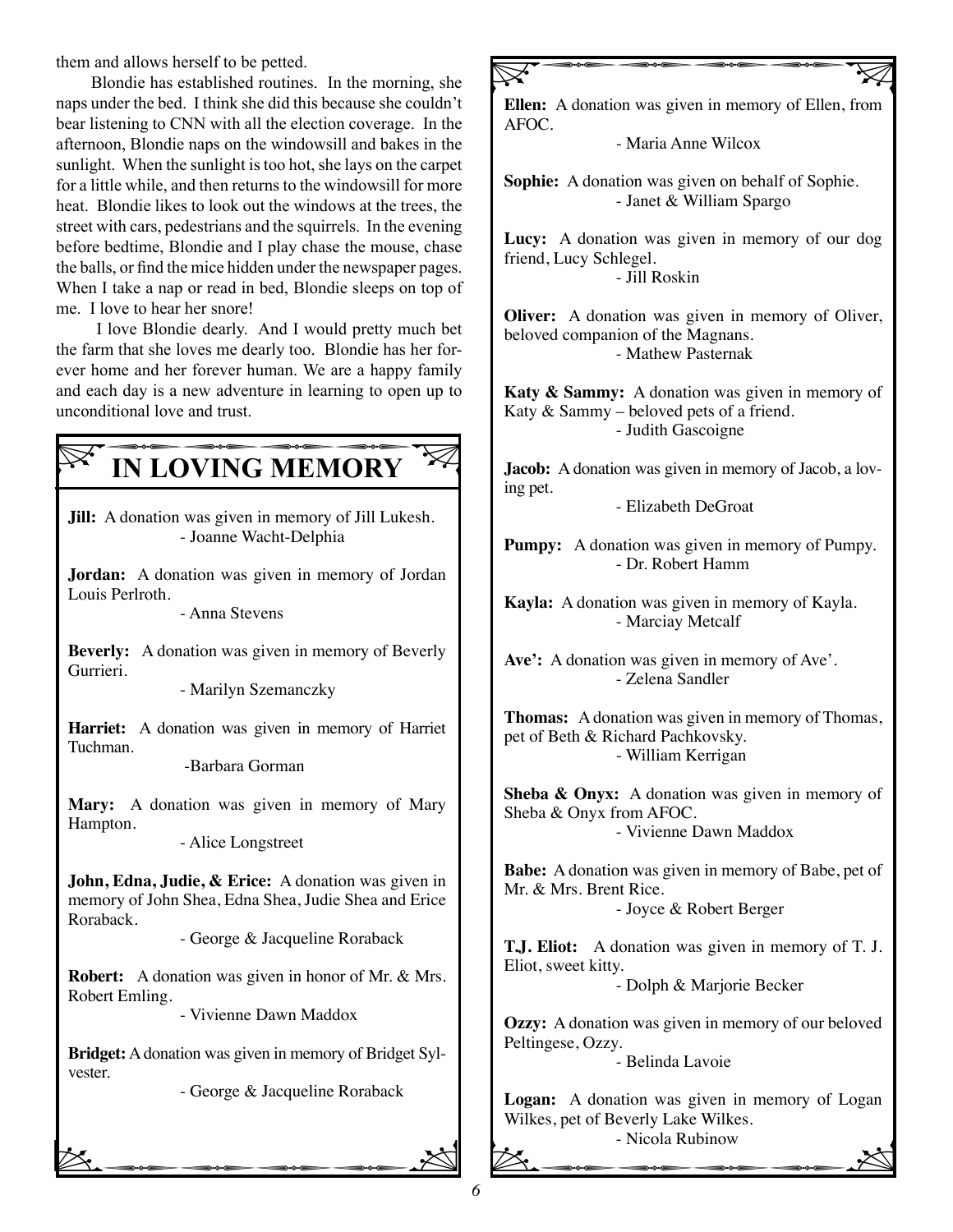them and allows herself to be petted.

Blondie has established routines. In the morning, she naps under the bed. I think she did this because she couldn't bear listening to CNN with all the election coverage. In the afternoon, Blondie naps on the windowsill and bakes in the sunlight. When the sunlight is too hot, she lays on the carpet for a little while, and then returns to the windowsill for more heat. Blondie likes to look out the windows at the trees, the street with cars, pedestrians and the squirrels. In the evening before bedtime, Blondie and I play chase the mouse, chase the balls, or find the mice hidden under the newspaper pages. When I take a nap or read in bed, Blondie sleeps on top of me. I love to hear her snore!

I love Blondie dearly. And I would pretty much bet the farm that she loves me dearly too. Blondie has her forever home and her forever human. We are a happy family and each day is a new adventure in learning to open up to unconditional love and trust.

## IN LOVING MEMORY

**Jill:** A donation was given in memory of Jill Lukesh.
- Joanne Wacht-Delphia

**Jordan:** A donation was given in memory of Jordan Louis Perlroth.
- Anna Stevens

**Beverly:** A donation was given in memory of Beverly Gurrieri.
- Marilyn Szemanczky

**Harriet:** A donation was given in memory of Harriet Tuchman.
-Barbara Gorman

**Mary:** A donation was given in memory of Mary Hampton.
- Alice Longstreet

**John, Edna, Judie, & Erice:** A donation was given in memory of John Shea, Edna Shea, Judie Shea and Erice Roraback.
- George & Jacqueline Roraback

**Robert:** A donation was given in honor of Mr. & Mrs. Robert Emling.
- Vivienne Dawn Maddox

**Bridget:** A donation was given in memory of Bridget Sylvester.
- George & Jacqueline Roraback

**Ellen:** A donation was given in memory of Ellen, from AFOC.
- Maria Anne Wilcox

**Sophie:** A donation was given on behalf of Sophie.
- Janet & William Spargo

**Lucy:** A donation was given in memory of our dog friend, Lucy Schlegel.
- Jill Roskin

**Oliver:** A donation was given in memory of Oliver, beloved companion of the Magnans.
- Mathew Pasternak

**Katy & Sammy:** A donation was given in memory of Katy & Sammy – beloved pets of a friend.
- Judith Gascoigne

**Jacob:** A donation was given in memory of Jacob, a loving pet.
- Elizabeth DeGroat

**Pumpy:** A donation was given in memory of Pumpy.
- Dr. Robert Hamm

**Kayla:** A donation was given in memory of Kayla.
- Marciay Metcalf

**Ave':** A donation was given in memory of Ave'.
- Zelena Sandler

**Thomas:** A donation was given in memory of Thomas, pet of Beth & Richard Pachkovsky.
- William Kerrigan

**Sheba & Onyx:** A donation was given in memory of Sheba & Onyx from AFOC.
- Vivienne Dawn Maddox

**Babe:** A donation was given in memory of Babe, pet of Mr. & Mrs. Brent Rice.
- Joyce & Robert Berger

**T.J. Eliot:** A donation was given in memory of T. J. Eliot, sweet kitty.
- Dolph & Marjorie Becker

**Ozzy:** A donation was given in memory of our beloved Peltingese, Ozzy.
- Belinda Lavoie

**Logan:** A donation was given in memory of Logan Wilkes, pet of Beverly Lake Wilkes.
- Nicola Rubinow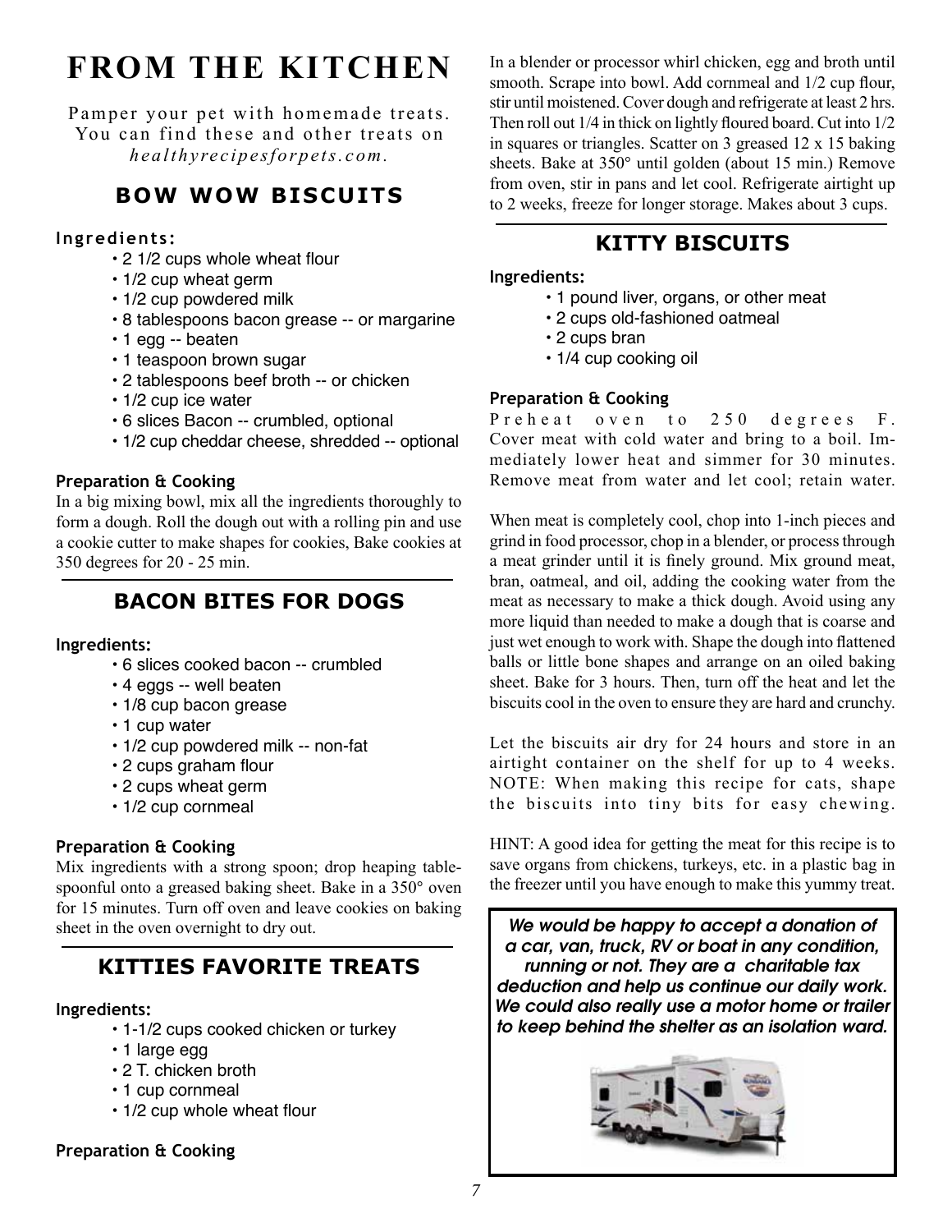# FROM THE KITCHEN

Pamper your pet with homemade treats. You can find these and other treats on *healthyrecipesforpets.com*.

## BOW WOW BISCUITS

**Ingredients:**

- 2 1/2 cups whole wheat flour
- 1/2 cup wheat germ
- 1/2 cup powdered milk
- 8 tablespoons bacon grease -- or margarine
- 1 egg -- beaten
- 1 teaspoon brown sugar
- 2 tablespoons beef broth -- or chicken
- 1/2 cup ice water
- 6 slices Bacon -- crumbled, optional
- 1/2 cup cheddar cheese, shredded -- optional

**Preparation & Cooking**

In a big mixing bowl, mix all the ingredients thoroughly to form a dough. Roll the dough out with a rolling pin and use a cookie cutter to make shapes for cookies, Bake cookies at 350 degrees for 20 - 25 min.

## BACON BITES FOR DOGS

**Ingredients:**

- 6 slices cooked bacon -- crumbled
- 4 eggs -- well beaten
- 1/8 cup bacon grease
- 1 cup water
- 1/2 cup powdered milk -- non-fat
- 2 cups graham flour
- 2 cups wheat germ
- 1/2 cup cornmeal

**Preparation & Cooking**

Mix ingredients with a strong spoon; drop heaping tablespoonful onto a greased baking sheet. Bake in a 350° oven for 15 minutes. Turn off oven and leave cookies on baking sheet in the oven overnight to dry out.

## KITTIES FAVORITE TREATS

**Ingredients:**

- 1-1/2 cups cooked chicken or turkey
- 1 large egg
- 2 T. chicken broth
- 1 cup cornmeal
- 1/2 cup whole wheat flour

**Preparation & Cooking**

In a blender or processor whirl chicken, egg and broth until smooth. Scrape into bowl. Add cornmeal and 1/2 cup flour, stir until moistened. Cover dough and refrigerate at least 2 hrs. Then roll out 1/4 in thick on lightly floured board. Cut into 1/2 in squares or triangles. Scatter on 3 greased 12 x 15 baking sheets. Bake at 350° until golden (about 15 min.) Remove from oven, stir in pans and let cool. Refrigerate airtight up to 2 weeks, freeze for longer storage. Makes about 3 cups.

## KITTY BISCUITS

**Ingredients:**

- 1 pound liver, organs, or other meat
- 2 cups old-fashioned oatmeal
- 2 cups bran
- 1/4 cup cooking oil

**Preparation & Cooking**

Preheat oven to 250 degrees F. Cover meat with cold water and bring to a boil. Immediately lower heat and simmer for 30 minutes. Remove meat from water and let cool; retain water.

When meat is completely cool, chop into 1-inch pieces and grind in food processor, chop in a blender, or process through a meat grinder until it is finely ground. Mix ground meat, bran, oatmeal, and oil, adding the cooking water from the meat as necessary to make a thick dough. Avoid using any more liquid than needed to make a dough that is coarse and just wet enough to work with. Shape the dough into flattened balls or little bone shapes and arrange on an oiled baking sheet. Bake for 3 hours. Then, turn off the heat and let the biscuits cool in the oven to ensure they are hard and crunchy.

Let the biscuits air dry for 24 hours and store in an airtight container on the shelf for up to 4 weeks. NOTE: When making this recipe for cats, shape the biscuits into tiny bits for easy chewing.

HINT: A good idea for getting the meat for this recipe is to save organs from chickens, turkeys, etc. in a plastic bag in the freezer until you have enough to make this yummy treat.

***We would be happy to accept a donation of a car, van, truck, RV or boat in any condition, running or not. They are a charitable tax deduction and help us continue our daily work. We could also really use a motor home or trailer to keep behind the shelter as an isolation ward.***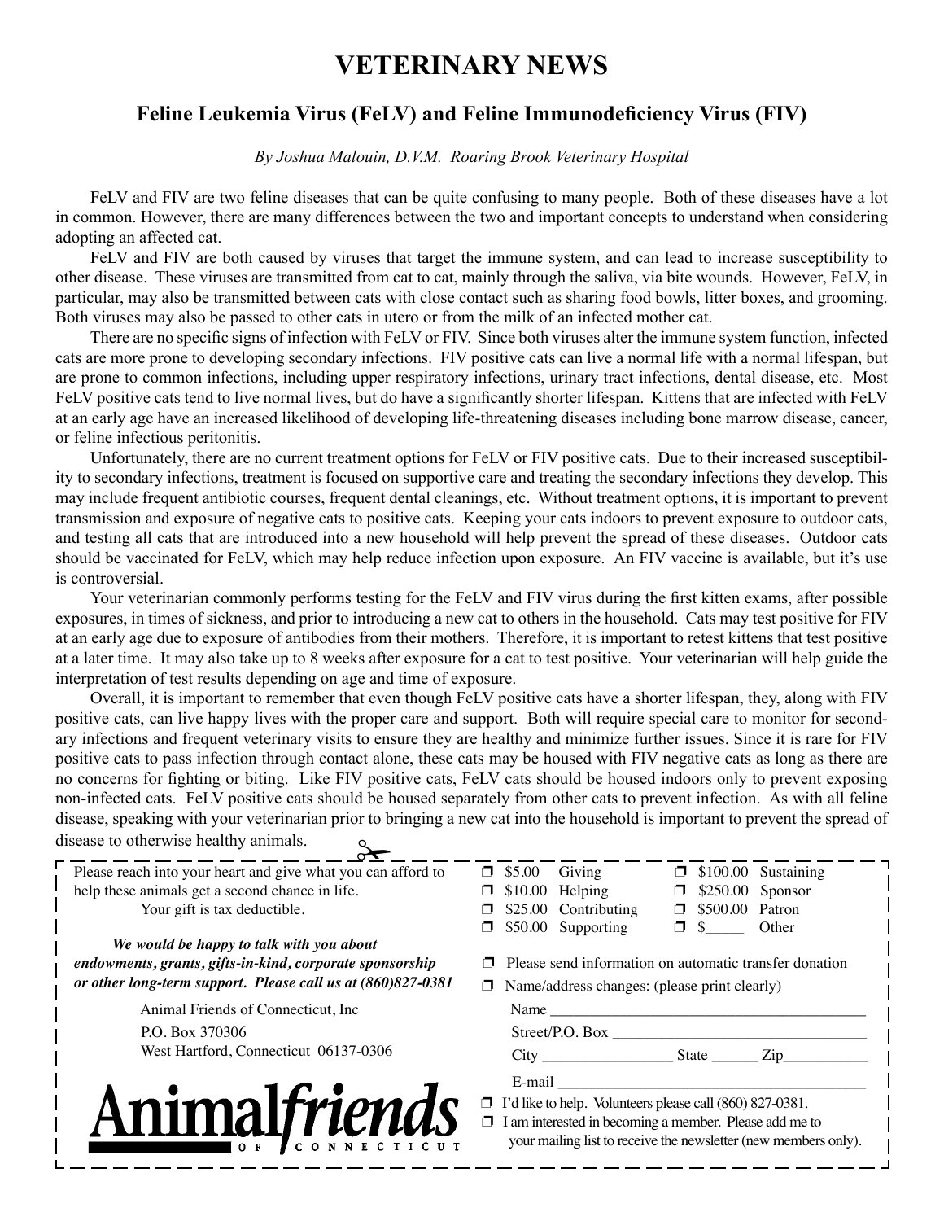# VETERINARY NEWS

## Feline Leukemia Virus (FeLV) and Feline Immunodeficiency Virus (FIV)

*By Joshua Malouin, D.V.M. Roaring Brook Veterinary Hospital*

FeLV and FIV are two feline diseases that can be quite confusing to many people. Both of these diseases have a lot in common. However, there are many differences between the two and important concepts to understand when considering adopting an affected cat.

FeLV and FIV are both caused by viruses that target the immune system, and can lead to increase susceptibility to other disease. These viruses are transmitted from cat to cat, mainly through the saliva, via bite wounds. However, FeLV, in particular, may also be transmitted between cats with close contact such as sharing food bowls, litter boxes, and grooming. Both viruses may also be passed to other cats in utero or from the milk of an infected mother cat.

There are no specific signs of infection with FeLV or FIV. Since both viruses alter the immune system function, infected cats are more prone to developing secondary infections. FIV positive cats can live a normal life with a normal lifespan, but are prone to common infections, including upper respiratory infections, urinary tract infections, dental disease, etc. Most FeLV positive cats tend to live normal lives, but do have a significantly shorter lifespan. Kittens that are infected with FeLV at an early age have an increased likelihood of developing life-threatening diseases including bone marrow disease, cancer, or feline infectious peritonitis.

Unfortunately, there are no current treatment options for FeLV or FIV positive cats. Due to their increased susceptibility to secondary infections, treatment is focused on supportive care and treating the secondary infections they develop. This may include frequent antibiotic courses, frequent dental cleanings, etc. Without treatment options, it is important to prevent transmission and exposure of negative cats to positive cats. Keeping your cats indoors to prevent exposure to outdoor cats, and testing all cats that are introduced into a new household will help prevent the spread of these diseases. Outdoor cats should be vaccinated for FeLV, which may help reduce infection upon exposure. An FIV vaccine is available, but it's use is controversial.

Your veterinarian commonly performs testing for the FeLV and FIV virus during the first kitten exams, after possible exposures, in times of sickness, and prior to introducing a new cat to others in the household. Cats may test positive for FIV at an early age due to exposure of antibodies from their mothers. Therefore, it is important to retest kittens that test positive at a later time. It may also take up to 8 weeks after exposure for a cat to test positive. Your veterinarian will help guide the interpretation of test results depending on age and time of exposure.

Overall, it is important to remember that even though FeLV positive cats have a shorter lifespan, they, along with FIV positive cats, can live happy lives with the proper care and support. Both will require special care to monitor for secondary infections and frequent veterinary visits to ensure they are healthy and minimize further issues. Since it is rare for FIV positive cats to pass infection through contact alone, these cats may be housed with FIV negative cats as long as there are no concerns for fighting or biting. Like FIV positive cats, FeLV cats should be housed indoors only to prevent exposing non-infected cats. FeLV positive cats should be housed separately from other cats to prevent infection. As with all feline disease, speaking with your veterinarian prior to bringing a new cat into the household is important to prevent the spread of disease to otherwise healthy animals.

---

Please reach into your heart and give what you can afford to help these animals get a second chance in life.
Your gift is tax deductible.

***We would be happy to talk with you about endowments, grants, gifts-in-kind, corporate sponsorship or other long-term support. Please call us at (860)827-0381***

Animal Friends of Connecticut, Inc
P.O. Box 370306
West Hartford, Connecticut 06137-0306

**Animal*friends*** OF CONNECTICUT

- ❒ $5.00 Giving
- ❒ $10.00 Helping
- ❒ $25.00 Contributing
- ❒ $50.00 Supporting
- ❒ $100.00 Sustaining
- ❒ $250.00 Sponsor
- ❒ $500.00 Patron
- ❒ $_____ Other

- ❒ Please send information on automatic transfer donation
- ❒ Name/address changes: (please print clearly)

Name ______________________________________
Street/P.O. Box ______________________________
City ________________ State ______ Zip___________
E-mail ______________________________________

- ❒ I'd like to help. Volunteers please call (860) 827-0381.
- ❒ I am interested in becoming a member. Please add me to your mailing list to receive the newsletter (new members only).